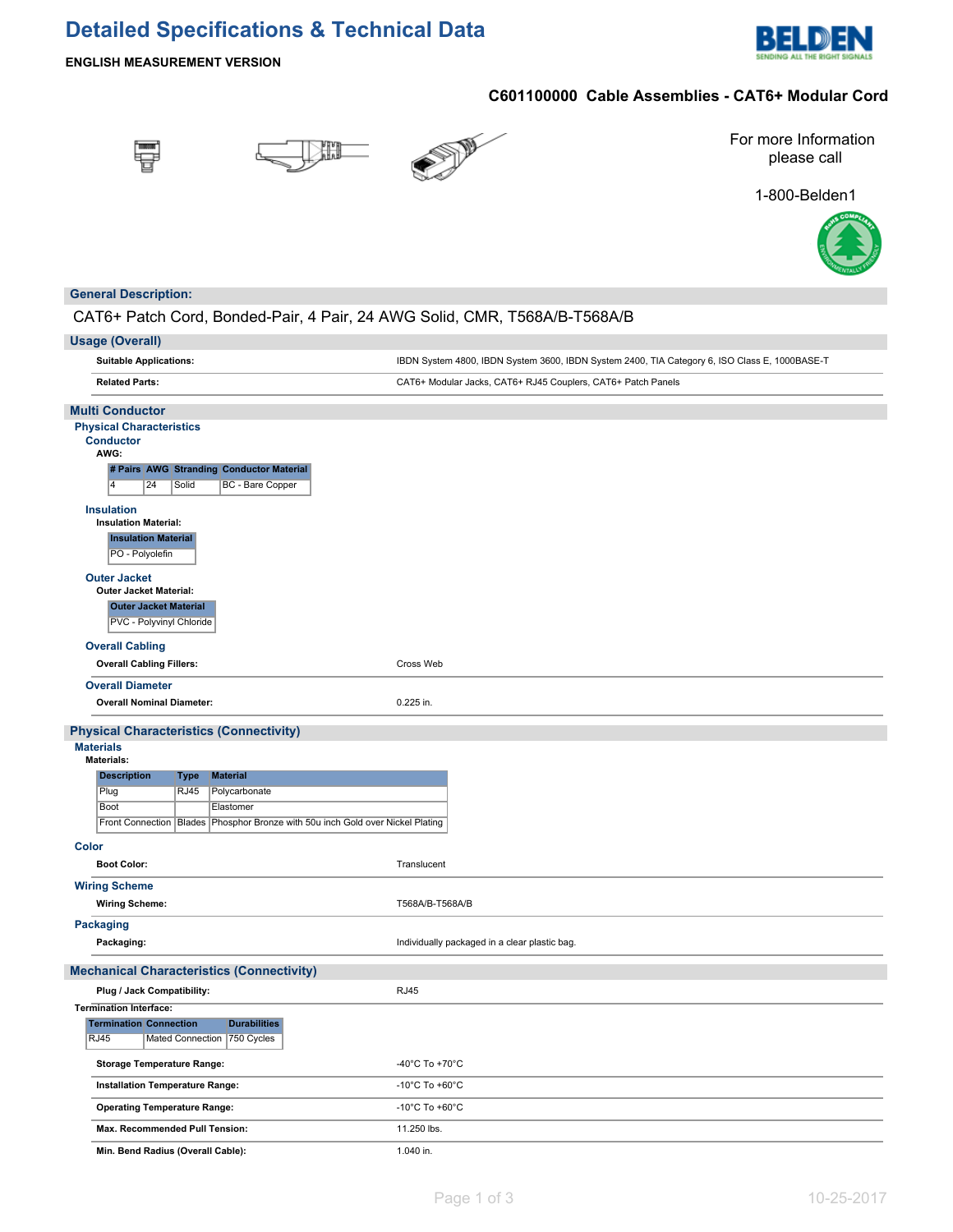# Detailed Specifications & Technical Data

**ENGLISH MEASUREMENT VERSION**

## C601100000 Cable Assemblies - CAT6+ Modular Cord

For more Information please call

1-800-Belden1

## General Description:

CAT6+ Patch Cord, Bonded-Pair, 4 Pair, 24 AWG Solid, CMR, T568A/B-T568A/B

## Usage (Overall)

| | |
|---|---|
| **Suitable Applications:** | IBDN System 4800, IBDN System 3600, IBDN System 2400, TIA Category 6, ISO Class E, 1000BASE-T |
| **Related Parts:** | CAT6+ Modular Jacks, CAT6+ RJ45 Couplers, CAT6+ Patch Panels |

## Multi Conductor

### Physical Characteristics

#### Conductor

**AWG:**

| # Pairs | AWG | Stranding | Conductor Material |
|---|---|---|---|
| 4 | 24 | Solid | BC - Bare Copper |

#### Insulation

**Insulation Material:**

| Insulation Material |
|---|
| PO - Polyolefin |

#### Outer Jacket

**Outer Jacket Material:**

| Outer Jacket Material |
|---|
| PVC - Polyvinyl Chloride |

#### Overall Cabling

| | |
|---|---|
| **Overall Cabling Fillers:** | Cross Web |

#### Overall Diameter

| | |
|---|---|
| **Overall Nominal Diameter:** | 0.225 in. |

## Physical Characteristics (Connectivity)

### Materials

**Materials:**

| Description | Type | Material |
|---|---|---|
| Plug | RJ45 | Polycarbonate |
| Boot | | Elastomer |
| Front Connection | Blades | Phosphor Bronze with 50u inch Gold over Nickel Plating |

### Color

| | |
|---|---|
| **Boot Color:** | Translucent |

### Wiring Scheme

| | |
|---|---|
| **Wiring Scheme:** | T568A/B-T568A/B |

### Packaging

| | |
|---|---|
| **Packaging:** | Individually packaged in a clear plastic bag. |

## Mechanical Characteristics (Connectivity)

| | |
|---|---|
| **Plug / Jack Compatibility:** | RJ45 |

**Termination Interface:**

| Termination | Connection | Durabilities |
|---|---|---|
| RJ45 | Mated Connection | 750 Cycles |

| | |
|---|---|
| **Storage Temperature Range:** | -40°C To +70°C |
| **Installation Temperature Range:** | -10°C To +60°C |
| **Operating Temperature Range:** | -10°C To +60°C |
| **Max. Recommended Pull Tension:** | 11.250 lbs. |
| **Min. Bend Radius (Overall Cable):** | 1.040 in. |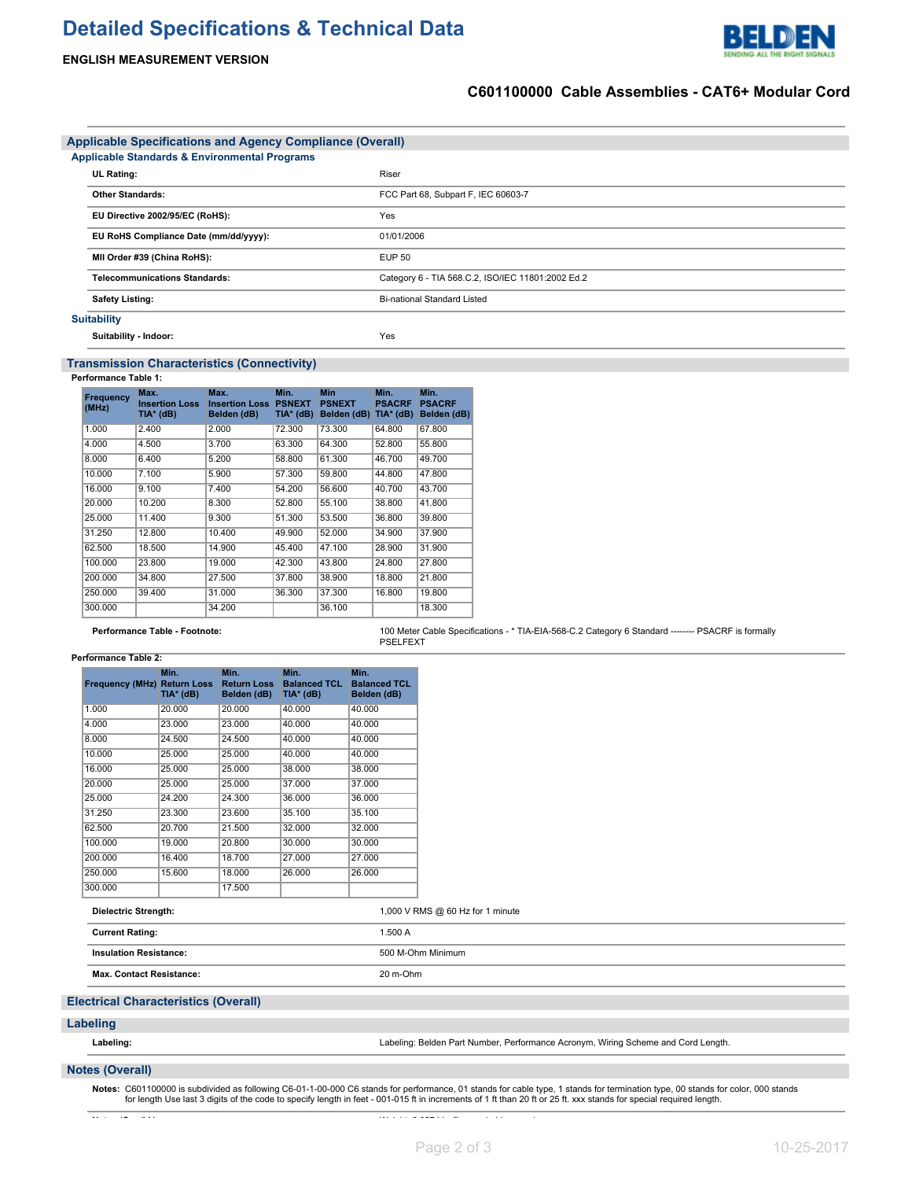# Detailed Specifications & Technical Data

**ENGLISH MEASUREMENT VERSION**

## C601100000 Cable Assemblies - CAT6+ Modular Cord

## Applicable Specifications and Agency Compliance (Overall)

### Applicable Standards & Environmental Programs

| | |
|---|---|
| **UL Rating:** | Riser |
| **Other Standards:** | FCC Part 68, Subpart F, IEC 60603-7 |
| **EU Directive 2002/95/EC (RoHS):** | Yes |
| **EU RoHS Compliance Date (mm/dd/yyyy):** | 01/01/2006 |
| **MII Order #39 (China RoHS):** | EUP 50 |
| **Telecommunications Standards:** | Category 6 - TIA 568.C.2, ISO/IEC 11801:2002 Ed.2 |
| **Safety Listing:** | Bi-national Standard Listed |

### Suitability

| | |
|---|---|
| **Suitability - Indoor:** | Yes |

## Transmission Characteristics (Connectivity)

**Performance Table 1:**

| Frequency (MHz) | Max. Insertion Loss TIA* (dB) | Max. Insertion Loss Belden (dB) | Min. PSNEXT TIA* (dB) | Min PSNEXT Belden (dB) | Min. PSACRF TIA* (dB) | Min. PSACRF Belden (dB) |
|---|---|---|---|---|---|---|
| 1.000 | 2.400 | 2.000 | 72.300 | 73.300 | 64.800 | 67.800 |
| 4.000 | 4.500 | 3.700 | 63.300 | 64.300 | 52.800 | 55.800 |
| 8.000 | 6.400 | 5.200 | 58.800 | 61.300 | 46.700 | 49.700 |
| 10.000 | 7.100 | 5.900 | 57.300 | 59.800 | 44.800 | 47.800 |
| 16.000 | 9.100 | 7.400 | 54.200 | 56.600 | 40.700 | 43.700 |
| 20.000 | 10.200 | 8.300 | 52.800 | 55.100 | 38.800 | 41.800 |
| 25.000 | 11.400 | 9.300 | 51.300 | 53.500 | 36.800 | 39.800 |
| 31.250 | 12.800 | 10.400 | 49.900 | 52.000 | 34.900 | 37.900 |
| 62.500 | 18.500 | 14.900 | 45.400 | 47.100 | 28.900 | 31.900 |
| 100.000 | 23.800 | 19.000 | 42.300 | 43.800 | 24.800 | 27.800 |
| 200.000 | 34.800 | 27.500 | 37.800 | 38.900 | 18.800 | 21.800 |
| 250.000 | 39.400 | 31.000 | 36.300 | 37.300 | 16.800 | 19.800 |
| 300.000 | | 34.200 | | 36.100 | | 18.300 |

| | |
|---|---|
| **Performance Table - Footnote:** | 100 Meter Cable Specifications - * TIA-EIA-568-C.2 Category 6 Standard -------- PSACRF is formally PSELFEXT |

**Performance Table 2:**

| Frequency (MHz) | Min. Return Loss TIA* (dB) | Min. Return Loss Belden (dB) | Min. Balanced TCL TIA* (dB) | Min. Balanced TCL Belden (dB) |
|---|---|---|---|---|
| 1.000 | 20.000 | 20.000 | 40.000 | 40.000 |
| 4.000 | 23.000 | 23.000 | 40.000 | 40.000 |
| 8.000 | 24.500 | 24.500 | 40.000 | 40.000 |
| 10.000 | 25.000 | 25.000 | 40.000 | 40.000 |
| 16.000 | 25.000 | 25.000 | 38.000 | 38.000 |
| 20.000 | 25.000 | 25.000 | 37.000 | 37.000 |
| 25.000 | 24.200 | 24.300 | 36.000 | 36.000 |
| 31.250 | 23.300 | 23.600 | 35.100 | 35.100 |
| 62.500 | 20.700 | 21.500 | 32.000 | 32.000 |
| 100.000 | 19.000 | 20.800 | 30.000 | 30.000 |
| 200.000 | 16.400 | 18.700 | 27.000 | 27.000 |
| 250.000 | 15.600 | 18.000 | 26.000 | 26.000 |
| 300.000 | | 17.500 | | |

| | |
|---|---|
| **Dielectric Strength:** | 1,000 V RMS @ 60 Hz for 1 minute |
| **Current Rating:** | 1.500 A |
| **Insulation Resistance:** | 500 M-Ohm Minimum |
| **Max. Contact Resistance:** | 20 m-Ohm |

## Electrical Characteristics (Overall)

## Labeling

| | |
|---|---|
| **Labeling:** | Labeling: Belden Part Number, Performance Acronym, Wiring Scheme and Cord Length. |

## Notes (Overall)

**Notes:** C601100000 is subdivided as following C6-01-1-00-000 C6 stands for performance, 01 stands for cable type, 1 stands for termination type, 00 stands for color, 000 stands for length Use last 3 digits of the code to specify length in feet - 001-015 ft in increments of 1 ft than 20 ft or 25 ft. xxx stands for special required length.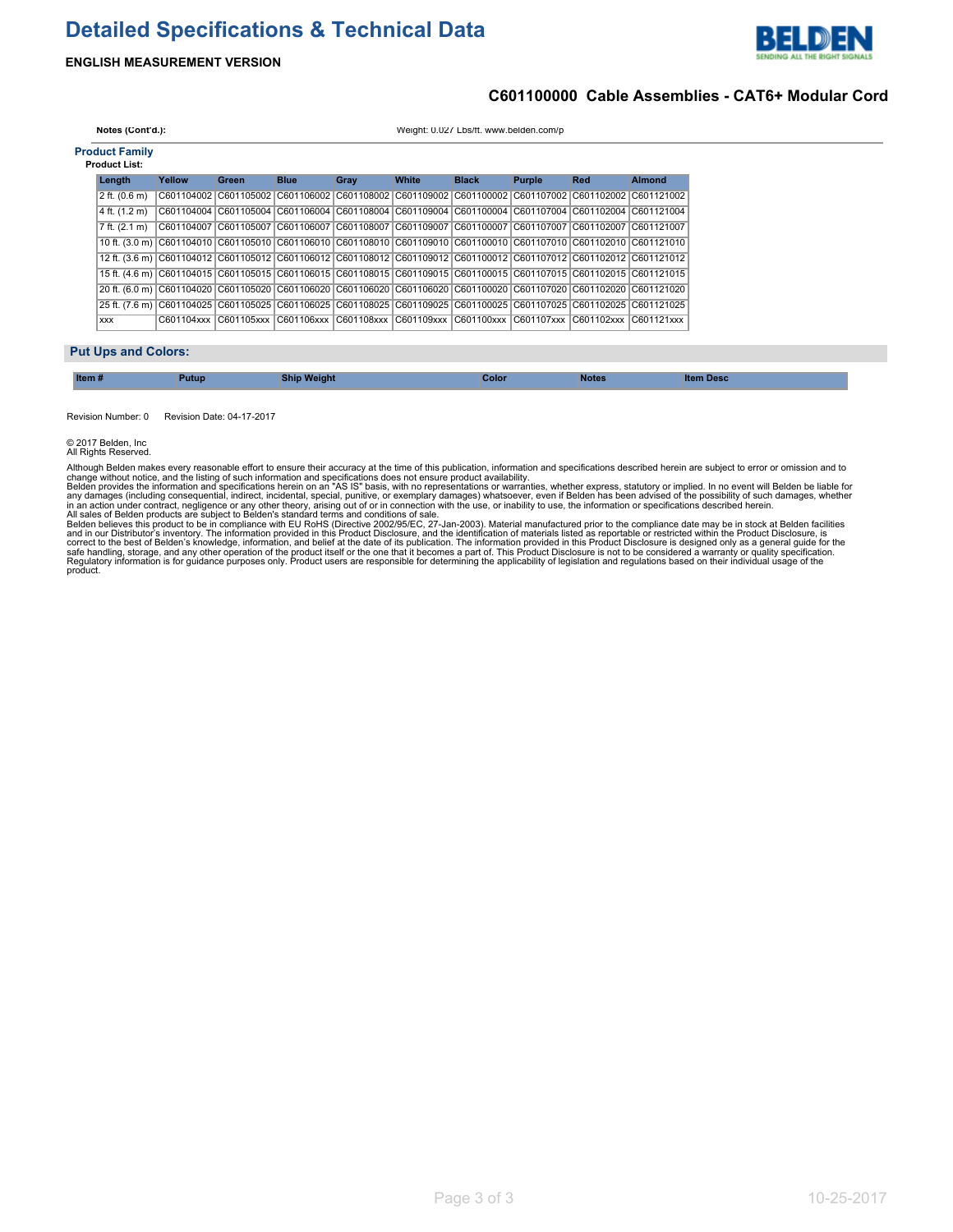# Detailed Specifications & Technical Data

**ENGLISH MEASUREMENT VERSION**

## C601100000 Cable Assemblies - CAT6+ Modular Cord

**Notes (Cont'd.):** Weight: 0.027 Lbs/ft. www.belden.com/p

### Product Family

**Product List:**

| Length | Yellow | Green | Blue | Gray | White | Black | Purple | Red | Almond |
|---|---|---|---|---|---|---|---|---|---|
| 2 ft. (0.6 m) | C601104002 | C601105002 | C601106002 | C601108002 | C601109002 | C601100002 | C601107002 | C601102002 | C601121002 |
| 4 ft. (1.2 m) | C601104004 | C601105004 | C601106004 | C601108004 | C601109004 | C601100004 | C601107004 | C601102004 | C601121004 |
| 7 ft. (2.1 m) | C601104007 | C601105007 | C601106007 | C601108007 | C601109007 | C601100007 | C601107007 | C601102007 | C601121007 |
| 10 ft. (3.0 m) | C601104010 | C601105010 | C601106010 | C601108010 | C601109010 | C601100010 | C601107010 | C601102010 | C601121010 |
| 12 ft. (3.6 m) | C601104012 | C601105012 | C601106012 | C601108012 | C601109012 | C601100012 | C601107012 | C601102012 | C601121012 |
| 15 ft. (4.6 m) | C601104015 | C601105015 | C601106015 | C601108015 | C601109015 | C601100015 | C601107015 | C601102015 | C601121015 |
| 20 ft. (6.0 m) | C601104020 | C601105020 | C601106020 | C601106020 | C601106020 | C601100020 | C601107020 | C601102020 | C601121020 |
| 25 ft. (7.6 m) | C601104025 | C601105025 | C601106025 | C601108025 | C601109025 | C601100025 | C601107025 | C601102025 | C601121025 |
| xxx | C601104xxx | C601105xxx | C601106xxx | C601108xxx | C601109xxx | C601100xxx | C601107xxx | C601102xxx | C601121xxx |

### Put Ups and Colors:

| Item # | Putup | Ship Weight | Color | Notes | Item Desc |
|---|---|---|---|---|---|

Revision Number: 0 Revision Date: 04-17-2017

© 2017 Belden, Inc
All Rights Reserved.

Although Belden makes every reasonable effort to ensure their accuracy at the time of this publication, information and specifications described herein are subject to error or omission and to change without notice, and the listing of such information and specifications does not ensure product availability.
Belden provides the information and specifications herein on an "AS IS" basis, with no representations or warranties, whether express, statutory or implied. In no event will Belden be liable for any damages (including consequential, indirect, incidental, special, punitive, or exemplary damages) whatsoever, even if Belden has been advised of the possibility of such damages, whether in an action under contract, negligence or any other theory, arising out of or in connection with the use, or inability to use, the information or specifications described herein.
All sales of Belden products are subject to Belden's standard terms and conditions of sale.
Belden believes this product to be in compliance with EU RoHS (Directive 2002/95/EC, 27-Jan-2003). Material manufactured prior to the compliance date may be in stock at Belden facilities and in our Distributor's inventory. The information provided in this Product Disclosure, and the identification of materials listed as reportable or restricted within the Product Disclosure, is correct to the best of Belden's knowledge, information, and belief at the date of its publication. The information provided in this Product Disclosure is designed only as a general guide for the safe handling, storage, and any other operation of the product itself or the one that it becomes a part of. This Product Disclosure is not to be considered a warranty or quality specification. Regulatory information is for guidance purposes only. Product users are responsible for determining the applicability of legislation and regulations based on their individual usage of the product.